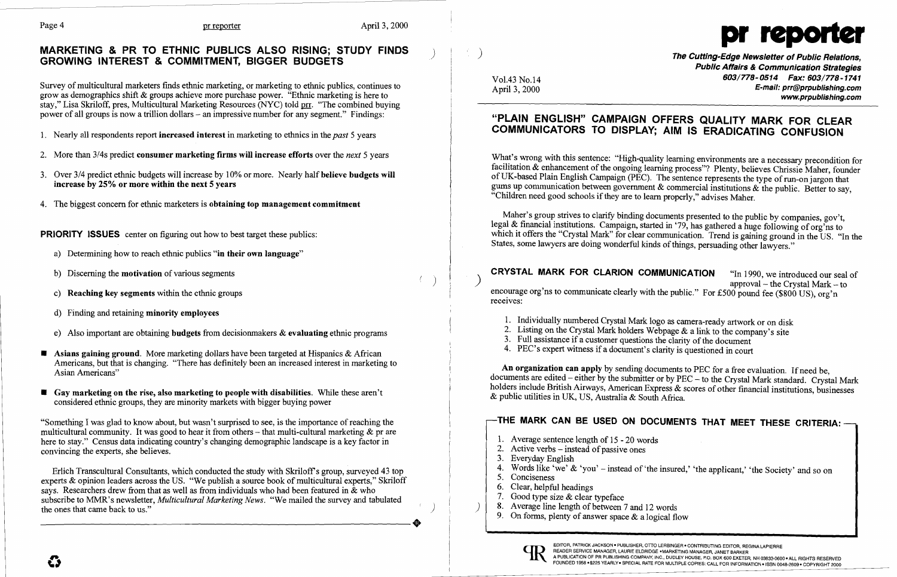## MARKETING & PR TO ETHNIC PUBLICS ALSO RISING; STUDY FINDS GROWING INTEREST & COMMITMENT, BIGGER BUDGETS

Survey of multicultural marketers finds ethnic marketing, or marketing to ethnic publics, continues to grow as demographics shift & groups achieve more purchase power. "Ethnic marketing is here to stay," Lisa Skriloff, pres, Multicultural Marketing Resources (NYC) told prr. "The combined buying power of all groups is now a trillion dollars – an impressive number for any segment." Findings:

1. Nearly all respondents report **increased interest** in marketing to ethnics in the *past* 5 years
2. More than 3/4s predict **consumer marketing firms will increase efforts** over the *next* 5 years
3. Over 3/4 predict ethnic budgets will increase by 10% or more. Nearly half **believe budgets will increase by 25% or more within the next 5 years**
4. The biggest concern for ethnic marketers is **obtaining top management commitment**

**PRIORITY ISSUES** center on figuring out how to best target these publics:

a) Determining how to reach ethnic publics "**in their own language**"

b) Discerning the **motivation** of various segments

c) **Reaching key segments** within the ethnic groups

d) Finding and retaining **minority employees**

e) Also important are obtaining **budgets** from decisionmakers & **evaluating** ethnic programs

- **Asians gaining ground**. More marketing dollars have been targeted at Hispanics & African Americans, but that is changing. "There has definitely been an increased interest in marketing to Asian Americans"
- **Gay marketing on the rise, also marketing to people with disabilities**. While these aren't considered ethnic groups, they are minority markets with bigger buying power

"Something I was glad to know about, but wasn't surprised to see, is the importance of reaching the multicultural community. It was good to hear it from others – that multi-cultural marketing & pr are here to stay." Census data indicating country's changing demographic landscape is a key factor in convincing the experts, she believes.

Erlich Transcultural Consultants, which conducted the study with Skriloff's group, surveyed 43 top experts & opinion leaders across the US. "We publish a source book of multicultural experts," Skriloff says. Researchers drew from that as well as from individuals who had been featured in & who subscribe to MMR's newsletter, *Multicultural Marketing News*. "We mailed the survey and tabulated the ones that came back to us."

# pr reporter

**The Cutting-Edge Newsletter of Public Relations, Public Affairs & Communication Strategies**
603/778-0514 Fax: 603/778-1741
E-mail: prr@prpublishing.com
www.prpublishing.com

Vol.43 No.14
April 3, 2000

## "PLAIN ENGLISH" CAMPAIGN OFFERS QUALITY MARK FOR CLEAR COMMUNICATORS TO DISPLAY; AIM IS ERADICATING CONFUSION

What's wrong with this sentence: "High-quality learning environments are a necessary precondition for facilitation & enhancement of the ongoing learning process"? Plenty, believes Chrissie Maher, founder of UK-based Plain English Campaign (PEC). The sentence represents the type of run-on jargon that gums up communication between government & commercial institutions & the public. Better to say, "Children need good schools if they are to learn properly," advises Maher.

Maher's group strives to clarify binding documents presented to the public by companies, gov't, legal & financial institutions. Campaign, started in '79, has gathered a huge following of org'ns to which it offers the "Crystal Mark" for clear communication. Trend is gaining ground in the US. "In the States, some lawyers are doing wonderful kinds of things, persuading other lawyers."

**CRYSTAL MARK FOR CLARION COMMUNICATION** "In 1990, we introduced our seal of approval – the Crystal Mark – to encourage org'ns to communicate clearly with the public." For £500 pound fee ($800 US), org'n receives:

1. Individually numbered Crystal Mark logo as camera-ready artwork or on disk
2. Listing on the Crystal Mark holders Webpage & a link to the company's site
3. Full assistance if a customer questions the clarity of the document
4. PEC's expert witness if a document's clarity is questioned in court

**An organization can apply** by sending documents to PEC for a free evaluation. If need be, documents are edited – either by the submitter or by PEC – to the Crystal Mark standard. Crystal Mark holders include British Airways, American Express & scores of other financial institutions, businesses & public utilities in UK, US, Australia & South Africa.

### THE MARK CAN BE USED ON DOCUMENTS THAT MEET THESE CRITERIA:

1. Average sentence length of 15 - 20 words
2. Active verbs – instead of passive ones
3. Everyday English
4. Words like 'we' & 'you' – instead of 'the insured,' 'the applicant,' 'the Society' and so on
5. Conciseness
6. Clear, helpful headings
7. Good type size & clear typeface
8. Average line length of between 7 and 12 words
9. On forms, plenty of answer space & a logical flow

EDITOR, PATRICK JACKSON • PUBLISHER, OTTO LERBINGER • CONTRIBUTING EDITOR, REGINA LAPIERRE
READER SERVICE MANAGER, LAURIE ELDRIDGE • MARKETING MANAGER, JANET BARKER
A PUBLICATION OF PR PUBLISHING COMPANY, INC., DUDLEY HOUSE, P.O. BOX 600 EXETER, NH 03833-0600 • ALL RIGHTS RESERVED
FOUNDED 1958 • $225 YEARLY • SPECIAL RATE FOR MULTIPLE COPIES: CALL FOR INFORMATION • ISSN 0048-2609 • COPYRIGHT 2000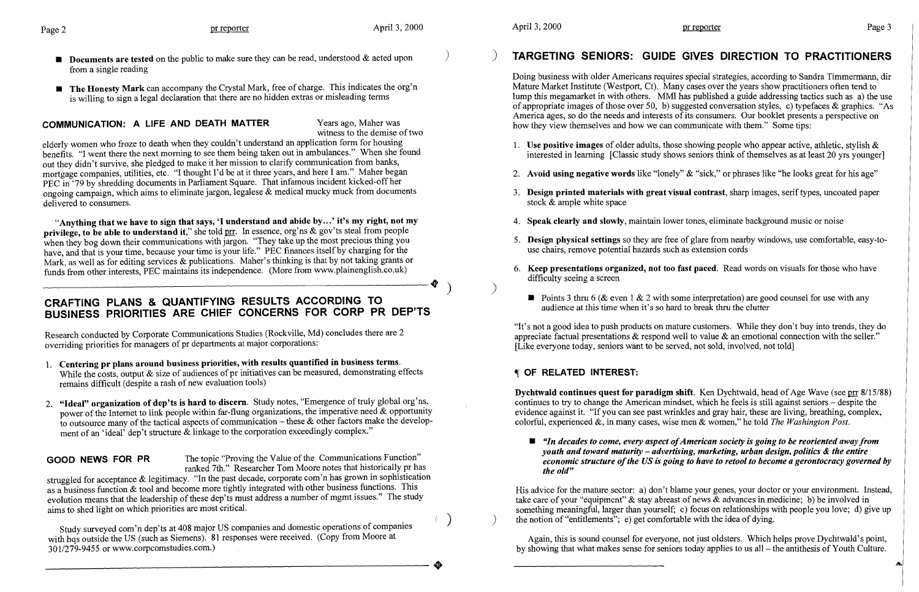- **Documents are tested** on the public to make sure they can be read, understood & acted upon from a single reading

- **The Honesty Mark** can accompany the Crystal Mark, free of charge. This indicates the org'n is willing to sign a legal declaration that there are no hidden extras or misleading terms

## COMMUNICATION: A LIFE AND DEATH MATTER

Years ago, Maher was witness to the demise of two elderly women who froze to death when they couldn't understand an application form for housing benefits. "I went there the next morning to see them being taken out in ambulances." When she found out they didn't survive, she pledged to make it her mission to clarify communication from banks, mortgage companies, utilities, etc. "I thought I'd be at it three years, and here I am." Maher began PEC in '79 by shredding documents in Parliament Square. That infamous incident kicked-off her ongoing campaign, which aims to eliminate jargon, legalese & medical mucky muck from documents delivered to consumers.

**"Anything that we have to sign that says, 'I understand and abide by…' it's my right, not my privilege, to be able to understand it,"** she told prr. In essence, org'ns & gov'ts steal from people when they bog down their communications with jargon. "They take up the most precious thing you have, and that is your time, because your time is your life." PEC finances itself by charging for the Mark, as well as for editing services & publications. Maher's thinking is that by not taking grants or funds from other interests, PEC maintains its independence. (More from www.plainenglish.co.uk)

## CRAFTING PLANS & QUANTIFYING RESULTS ACCORDING TO BUSINESS PRIORITIES ARE CHIEF CONCERNS FOR CORP PR DEP'TS

Research conducted by Corporate Communications Studies (Rockville, Md) concludes there are 2 overriding priorities for managers of pr departments at major corporations:

1. **Centering pr plans around business priorities, with results quantified in business terms.** While the costs, output & size of audiences of pr initiatives can be measured, demonstrating effects remains difficult (despite a rash of new evaluation tools)

2. **"Ideal" organization of dep'ts is hard to discern**. Study notes, "Emergence of truly global org'ns, power of the Internet to link people within far-flung organizations, the imperative need & opportunity to outsource many of the tactical aspects of communication – these & other factors make the development of an 'ideal' dep't structure & linkage to the corporation exceedingly complex."

## GOOD NEWS FOR PR

The topic "Proving the Value of the Communications Function" ranked 7th." Researcher Tom Moore notes that historically pr has struggled for acceptance & legitimacy. "In the past decade, corporate com'n has grown in sophistication as a business function & tool and become more tightly integrated with other business functions. This evolution means that the leadership of these dep'ts must address a number of mgmt issues." The study aims to shed light on which priorities are most critical.

Study surveyed com'n dep'ts at 408 major US companies and domestic operations of companies with hqs outside the US (such as Siemens). 81 responses were received. (Copy from Moore at 301/279-9455 or www.corpcomstudies.com.)

## TARGETING SENIORS: GUIDE GIVES DIRECTION TO PRACTITIONERS

Doing business with older Americans requires special strategies, according to Sandra Timmermann, dir Mature Market Institute (Westport, Ct). Many cases over the years show practitioners often tend to lump this megamarket in with others. MMI has published a guide addressing tactics such as a) the use of appropriate images of those over 50, b) suggested conversation styles, c) typefaces & graphics. "As America ages, so do the needs and interests of its consumers. Our booklet presents a perspective on how they view themselves and how we can communicate with them." Some tips:

1. **Use positive images** of older adults, those showing people who appear active, athletic, stylish & interested in learning [Classic study shows seniors think of themselves as at least 20 yrs younger]

2. **Avoid using negative words** like "lonely" & "sick," or phrases like "he looks great for his age"

3. **Design printed materials with great visual contrast**, sharp images, serif types, uncoated paper stock & ample white space

4. **Speak clearly and slowly**, maintain lower tones, eliminate background music or noise

5. **Design physical settings** so they are free of glare from nearby windows, use comfortable, easy-to-use chairs, remove potential hazards such as extension cords

6. **Keep presentations organized, not too fast paced**. Read words on visuals for those who have difficulty seeing a screen

- Points 3 thru 6 (& even 1 & 2 with some interpretation) are good counsel for use with any audience at this time when it's so hard to break thru the clutter

"It's not a good idea to push products on mature customers. While they don't buy into trends, they do appreciate factual presentations & respond well to value & an emotional connection with the seller." [Like everyone today, seniors want to be served, not sold, involved, not told]

### ¶ OF RELATED INTEREST:

**Dychtwald continues quest for paradigm shift.** Ken Dychtwald, head of Age Wave (see prr 8/15/88) continues to try to change the American mindset, which he feels is still against seniors – despite the evidence against it. "If you can see past wrinkles and gray hair, these are living, breathing, complex, colorful, experienced &, in many cases, wise men & women," he told *The Washington Post*.

- ***"In decades to come, every aspect of American society is going to be reoriented away from youth and toward maturity – advertising, marketing, urban design, politics & the entire economic structure of the US is going to have to retool to become a gerontocracy governed by the old"***

His advice for the mature sector: a) don't blame your genes, your doctor or your environment. Instead, take care of your "equipment" & stay abreast of news & advances in medicine; b) be involved in something meaningful, larger than yourself; c) focus on relationships with people you love; d) give up the notion of "entitlements"; e) get comfortable with the idea of dying.

Again, this is sound counsel for everyone, not just oldsters. Which helps prove Dychtwald's point, by showing that what makes sense for seniors today applies to us all – the antithesis of Youth Culture.